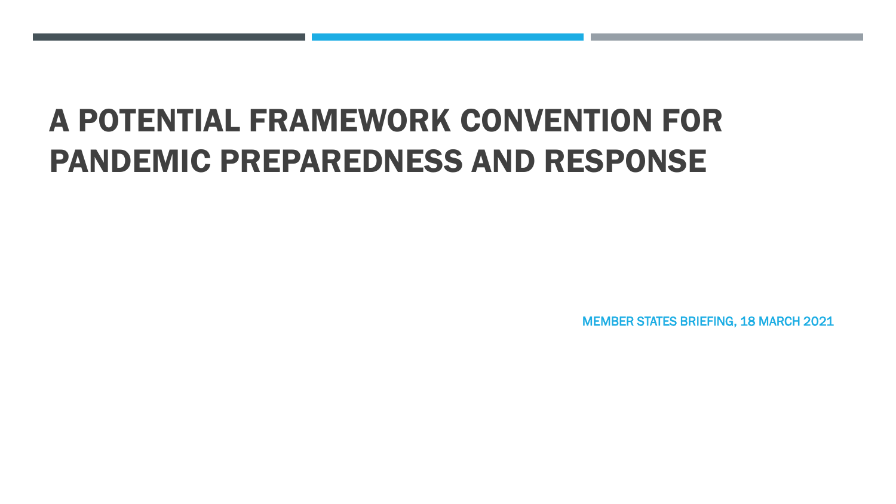# A POTENTIAL FRAMEWORK CONVENTION FOR PANDEMIC PREPAREDNESS AND RESPONSE

MEMBER STATES BRIEFING, 18 MARCH 2021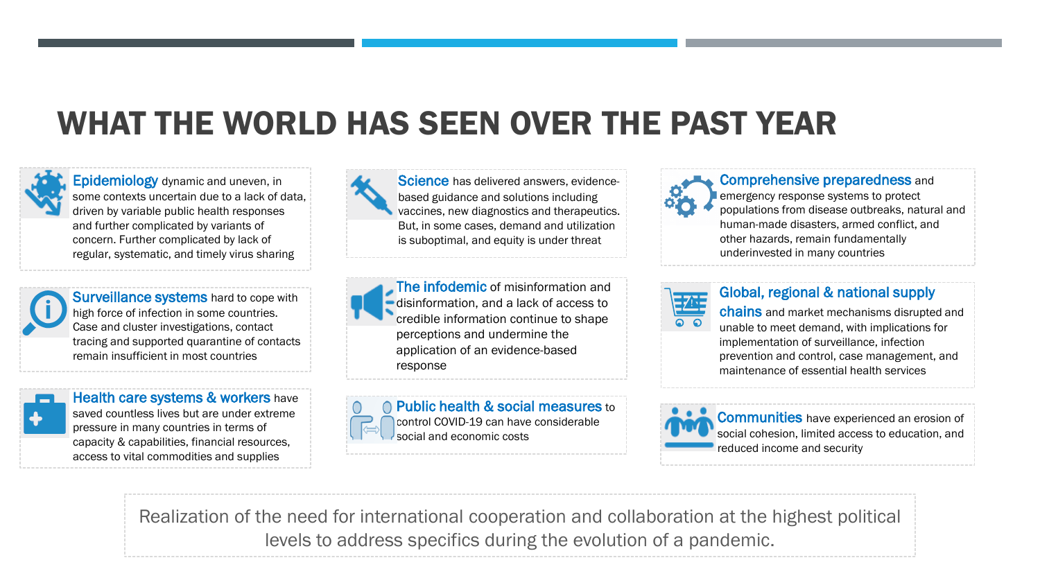# WHAT THE WORLD HAS SEEN OVER THE PAST YEAR

**Epidemiology** dynamic and uneven, in some contexts uncertain due to a lack of data, driven by variable public health responses and further complicated by variants of concern. Further complicated by lack of regular, systematic, and timely virus sharing

**Surveillance systems** hard to cope with high force of infection in some countries. Case and cluster investigations, contact tracing and supported quarantine of contacts remain insufficient in most countries

**Health care systems & workers** have saved countless lives but are under extreme pressure in many countries in terms of capacity & capabilities, financial resources, access to vital commodities and supplies

**Science** has delivered answers, evidence-based guidance and solutions including vaccines, new diagnostics and therapeutics. But, in some cases, demand and utilization is suboptimal, and equity is under threat

**The infodemic** of misinformation and disinformation, and a lack of access to credible information continue to shape perceptions and undermine the application of an evidence-based response

**Public health & social measures** to control COVID-19 can have considerable social and economic costs

**Comprehensive preparedness** and emergency response systems to protect populations from disease outbreaks, natural and human-made disasters, armed conflict, and other hazards, remain fundamentally underinvested in many countries

**Global, regional & national supply chains** and market mechanisms disrupted and unable to meet demand, with implications for implementation of surveillance, infection prevention and control, case management, and maintenance of essential health services

**Communities** have experienced an erosion of social cohesion, limited access to education, and reduced income and security

Realization of the need for international cooperation and collaboration at the highest political levels to address specifics during the evolution of a pandemic.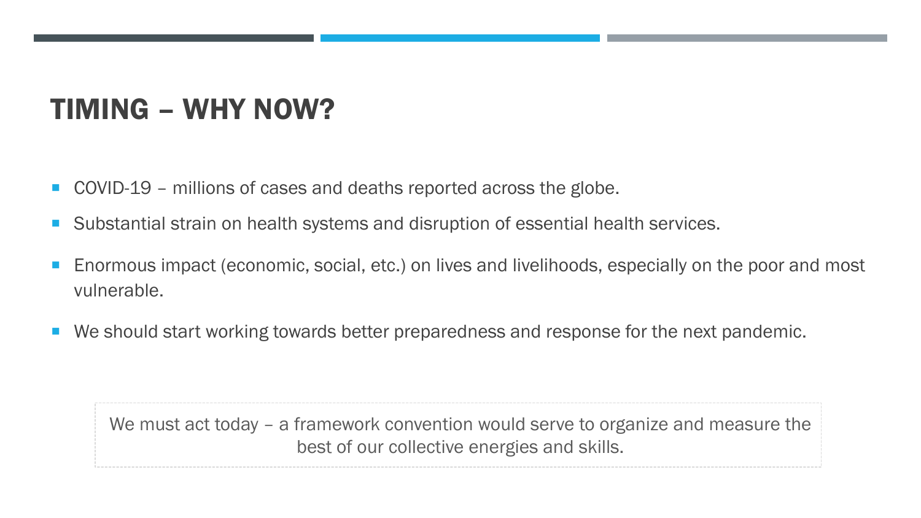# TIMING – WHY NOW?

- COVID-19 – millions of cases and deaths reported across the globe.
- Substantial strain on health systems and disruption of essential health services.
- Enormous impact (economic, social, etc.) on lives and livelihoods, especially on the poor and most vulnerable.
- We should start working towards better preparedness and response for the next pandemic.

> We must act today – a framework convention would serve to organize and measure the best of our collective energies and skills.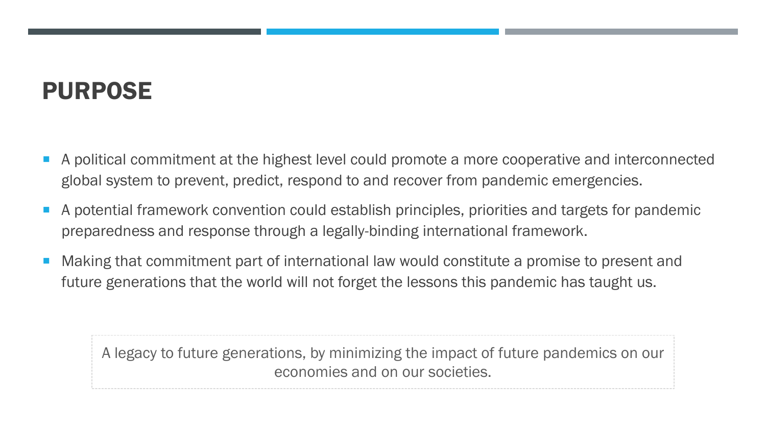# PURPOSE

- A political commitment at the highest level could promote a more cooperative and interconnected global system to prevent, predict, respond to and recover from pandemic emergencies.
- A potential framework convention could establish principles, priorities and targets for pandemic preparedness and response through a legally-binding international framework.
- Making that commitment part of international law would constitute a promise to present and future generations that the world will not forget the lessons this pandemic has taught us.

A legacy to future generations, by minimizing the impact of future pandemics on our economies and on our societies.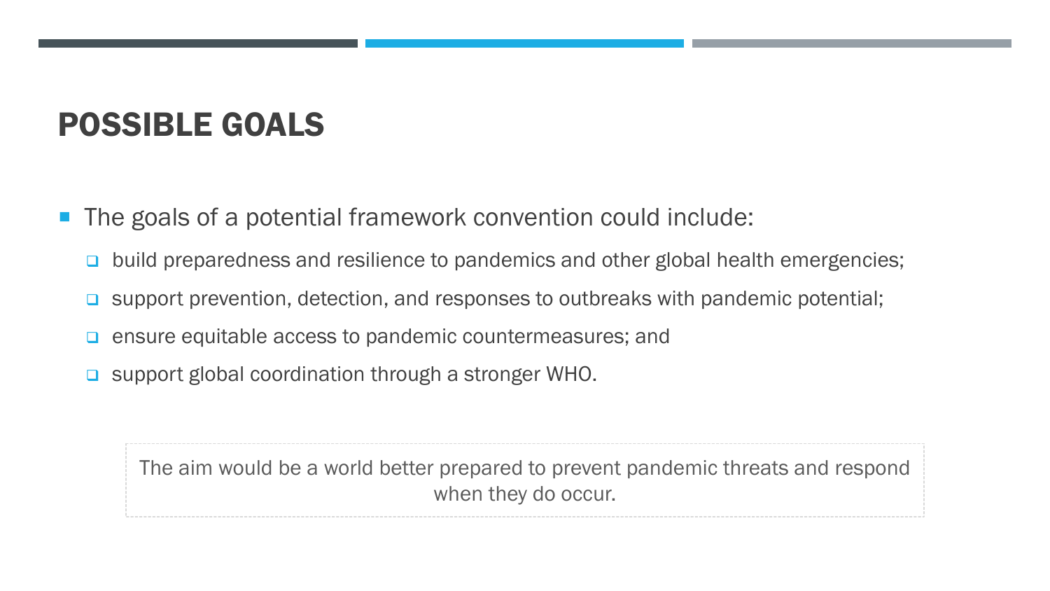# POSSIBLE GOALS

- The goals of a potential framework convention could include:
  - build preparedness and resilience to pandemics and other global health emergencies;
  - support prevention, detection, and responses to outbreaks with pandemic potential;
  - ensure equitable access to pandemic countermeasures; and
  - support global coordination through a stronger WHO.

The aim would be a world better prepared to prevent pandemic threats and respond when they do occur.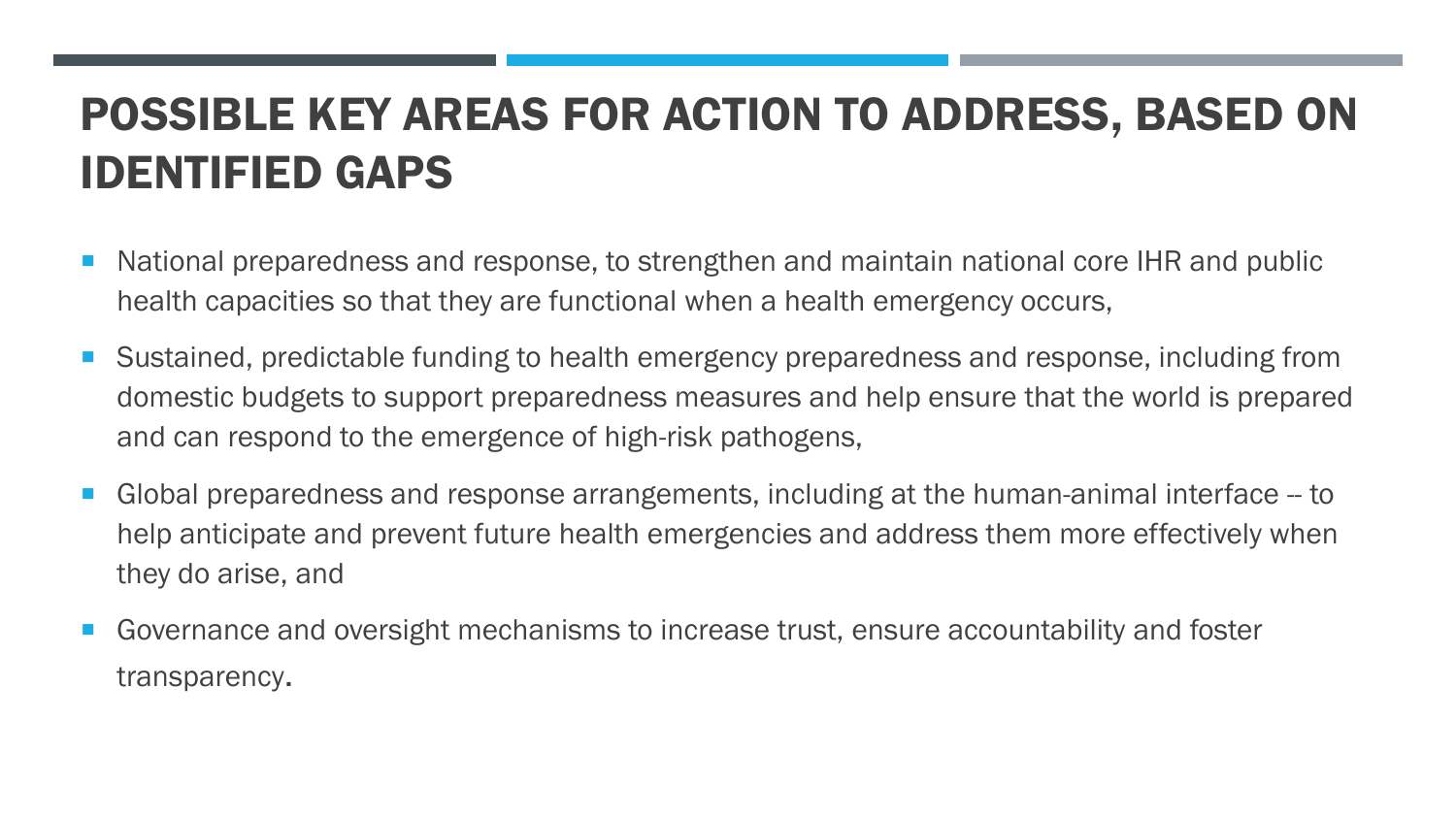# POSSIBLE KEY AREAS FOR ACTION TO ADDRESS, BASED ON IDENTIFIED GAPS

- National preparedness and response, to strengthen and maintain national core IHR and public health capacities so that they are functional when a health emergency occurs,
- Sustained, predictable funding to health emergency preparedness and response, including from domestic budgets to support preparedness measures and help ensure that the world is prepared and can respond to the emergence of high-risk pathogens,
- Global preparedness and response arrangements, including at the human-animal interface -- to help anticipate and prevent future health emergencies and address them more effectively when they do arise, and
- Governance and oversight mechanisms to increase trust, ensure accountability and foster transparency.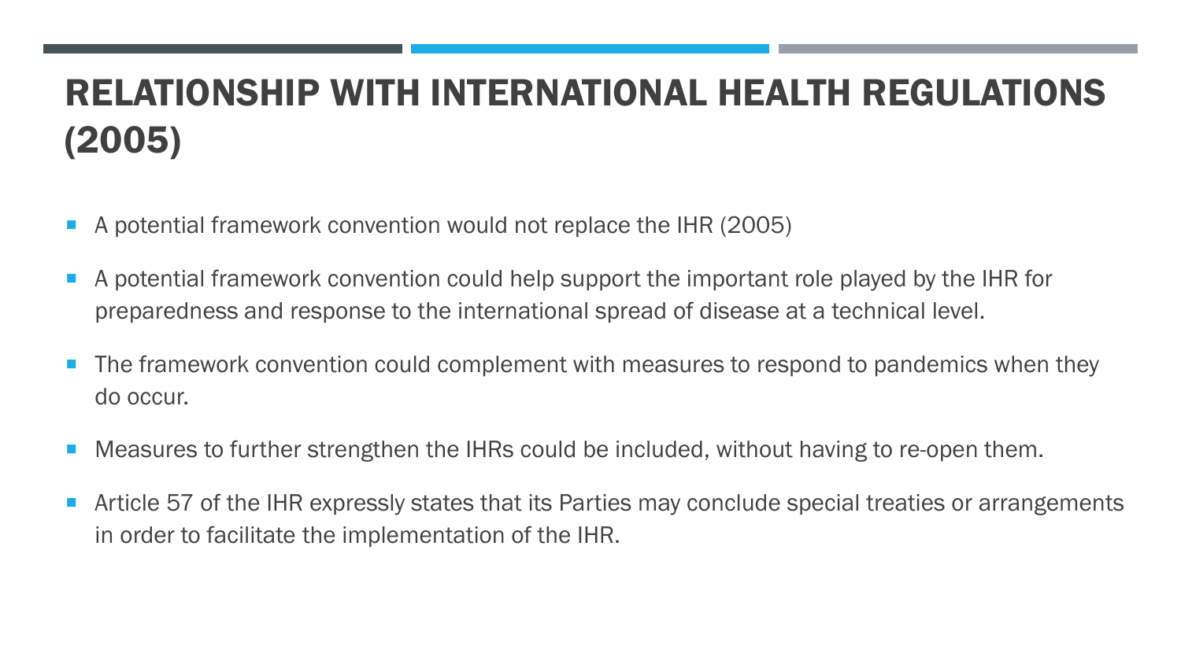# RELATIONSHIP WITH INTERNATIONAL HEALTH REGULATIONS (2005)

- A potential framework convention would not replace the IHR (2005)
- A potential framework convention could help support the important role played by the IHR for preparedness and response to the international spread of disease at a technical level.
- The framework convention could complement with measures to respond to pandemics when they do occur.
- Measures to further strengthen the IHRs could be included, without having to re-open them.
- Article 57 of the IHR expressly states that its Parties may conclude special treaties or arrangements in order to facilitate the implementation of the IHR.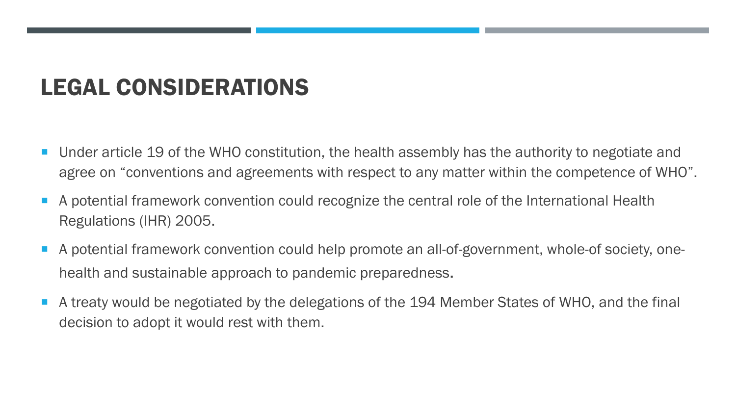# LEGAL CONSIDERATIONS

- Under article 19 of the WHO constitution, the health assembly has the authority to negotiate and agree on “conventions and agreements with respect to any matter within the competence of WHO”.
- A potential framework convention could recognize the central role of the International Health Regulations (IHR) 2005.
- A potential framework convention could help promote an all-of-government, whole-of society, one-health and sustainable approach to pandemic preparedness.
- A treaty would be negotiated by the delegations of the 194 Member States of WHO, and the final decision to adopt it would rest with them.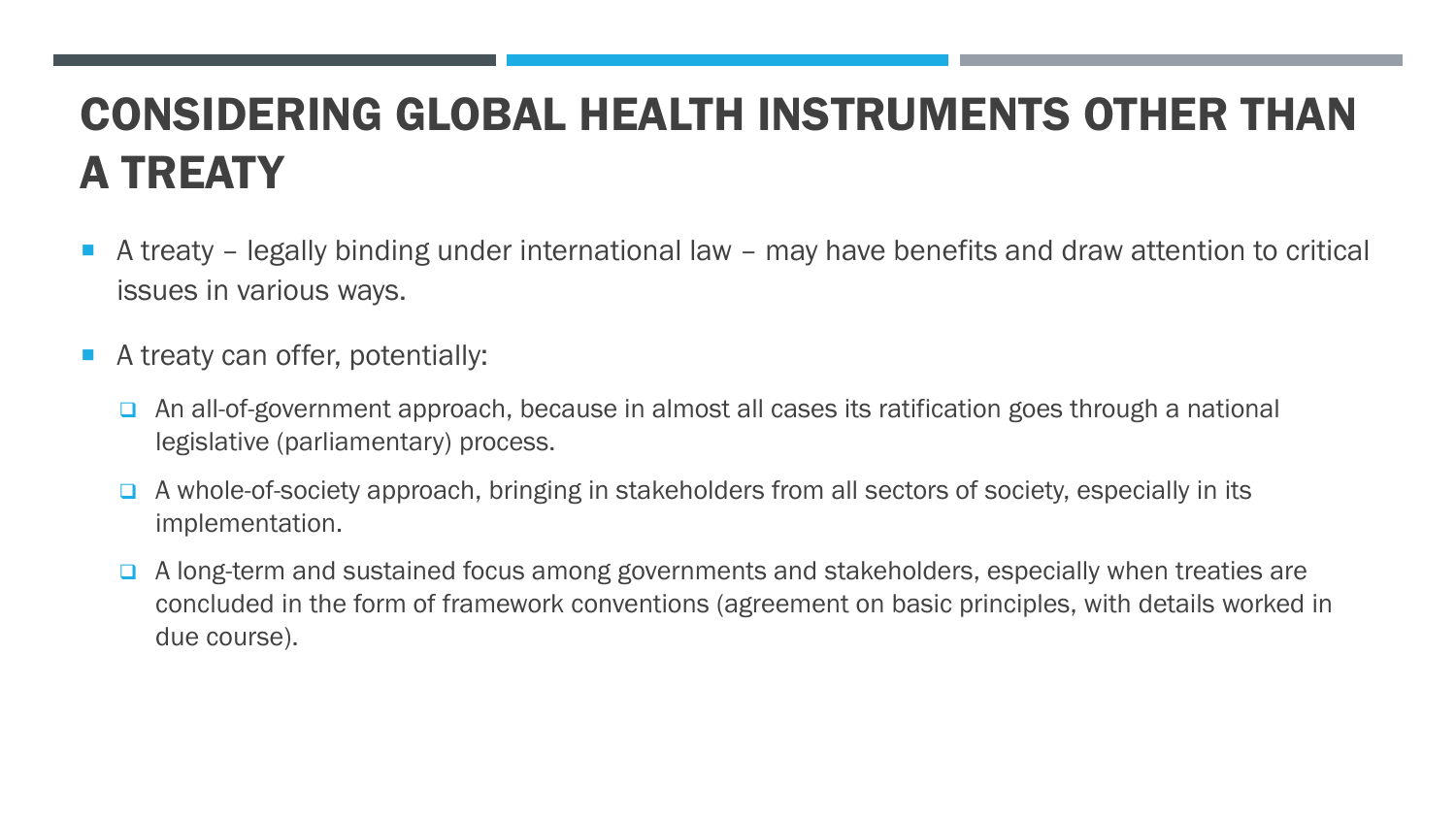# CONSIDERING GLOBAL HEALTH INSTRUMENTS OTHER THAN A TREATY

- A treaty – legally binding under international law – may have benefits and draw attention to critical issues in various ways.
- A treaty can offer, potentially:
  - An all-of-government approach, because in almost all cases its ratification goes through a national legislative (parliamentary) process.
  - A whole-of-society approach, bringing in stakeholders from all sectors of society, especially in its implementation.
  - A long-term and sustained focus among governments and stakeholders, especially when treaties are concluded in the form of framework conventions (agreement on basic principles, with details worked in due course).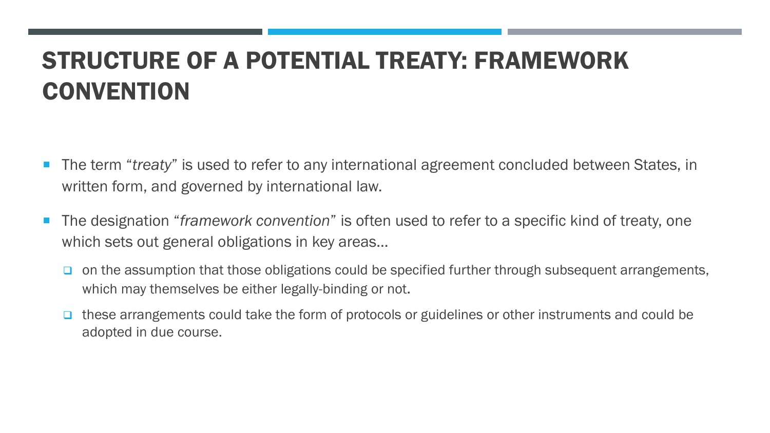# STRUCTURE OF A POTENTIAL TREATY: FRAMEWORK CONVENTION

- The term "*treaty*" is used to refer to any international agreement concluded between States, in written form, and governed by international law.
- The designation "*framework convention*" is often used to refer to a specific kind of treaty, one which sets out general obligations in key areas…
  - on the assumption that those obligations could be specified further through subsequent arrangements, which may themselves be either legally-binding or not.
  - these arrangements could take the form of protocols or guidelines or other instruments and could be adopted in due course.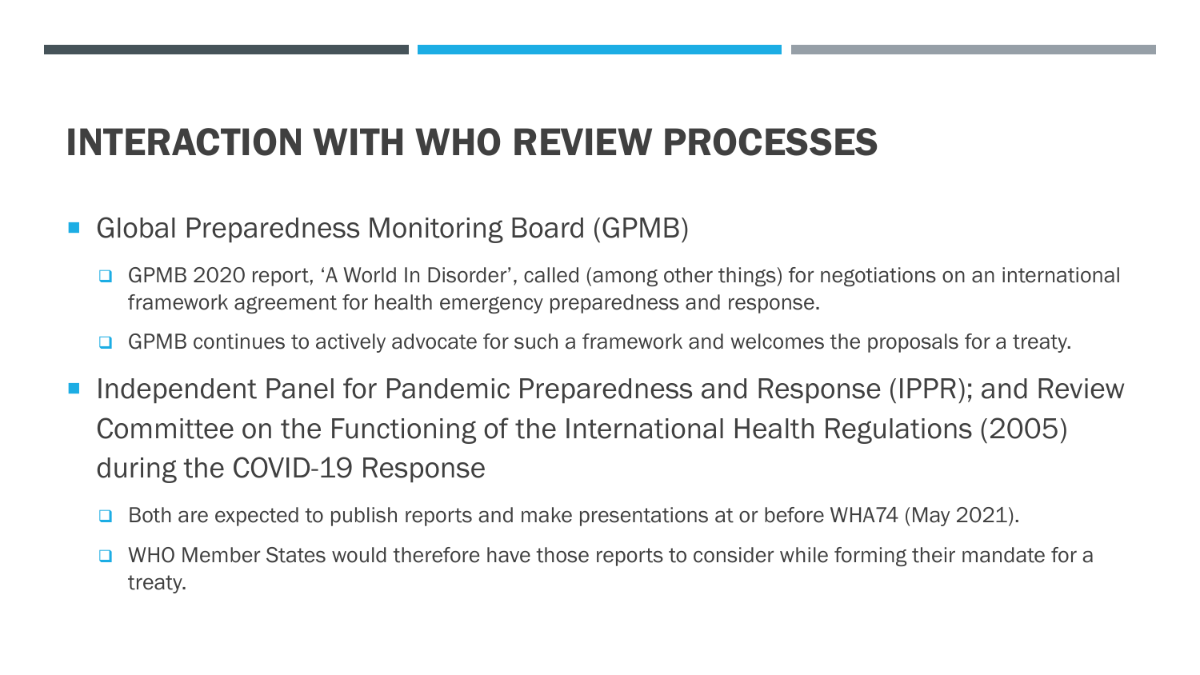# INTERACTION WITH WHO REVIEW PROCESSES

- Global Preparedness Monitoring Board (GPMB)
  - GPMB 2020 report, 'A World In Disorder', called (among other things) for negotiations on an international framework agreement for health emergency preparedness and response.
  - GPMB continues to actively advocate for such a framework and welcomes the proposals for a treaty.
- Independent Panel for Pandemic Preparedness and Response (IPPR); and Review Committee on the Functioning of the International Health Regulations (2005) during the COVID-19 Response
  - Both are expected to publish reports and make presentations at or before WHA74 (May 2021).
  - WHO Member States would therefore have those reports to consider while forming their mandate for a treaty.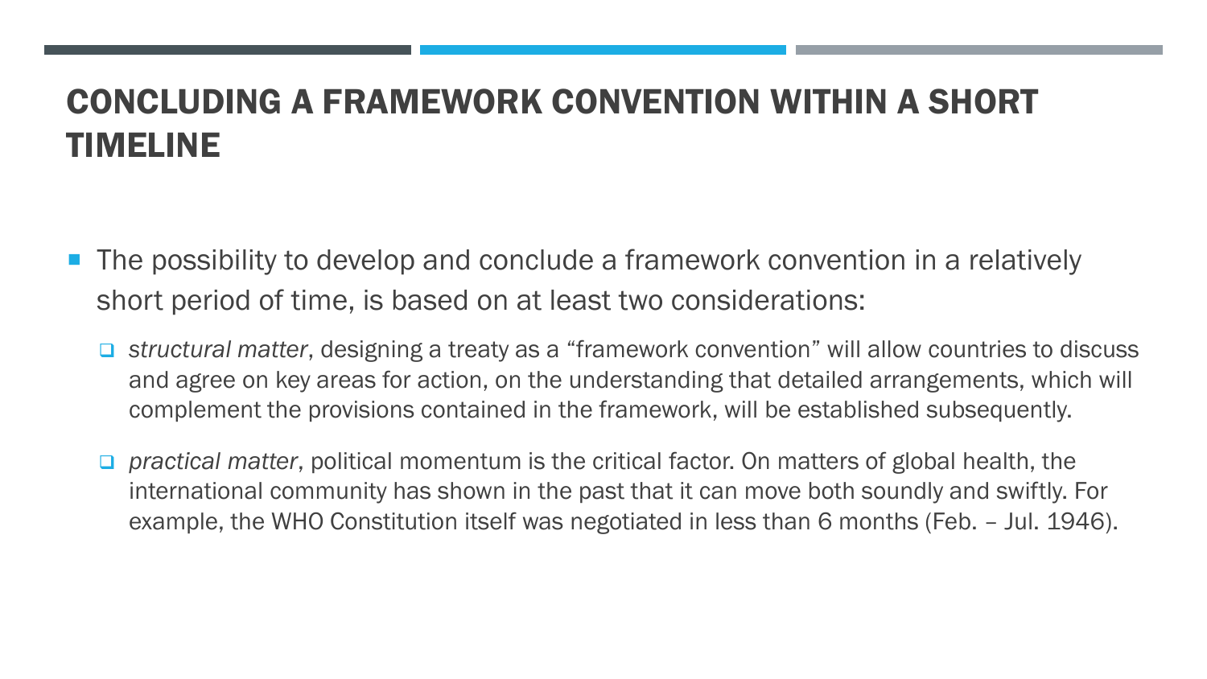# CONCLUDING A FRAMEWORK CONVENTION WITHIN A SHORT TIMELINE

- The possibility to develop and conclude a framework convention in a relatively short period of time, is based on at least two considerations:
  - *structural matter*, designing a treaty as a "framework convention" will allow countries to discuss and agree on key areas for action, on the understanding that detailed arrangements, which will complement the provisions contained in the framework, will be established subsequently.
  - *practical matter*, political momentum is the critical factor. On matters of global health, the international community has shown in the past that it can move both soundly and swiftly. For example, the WHO Constitution itself was negotiated in less than 6 months (Feb. – Jul. 1946).